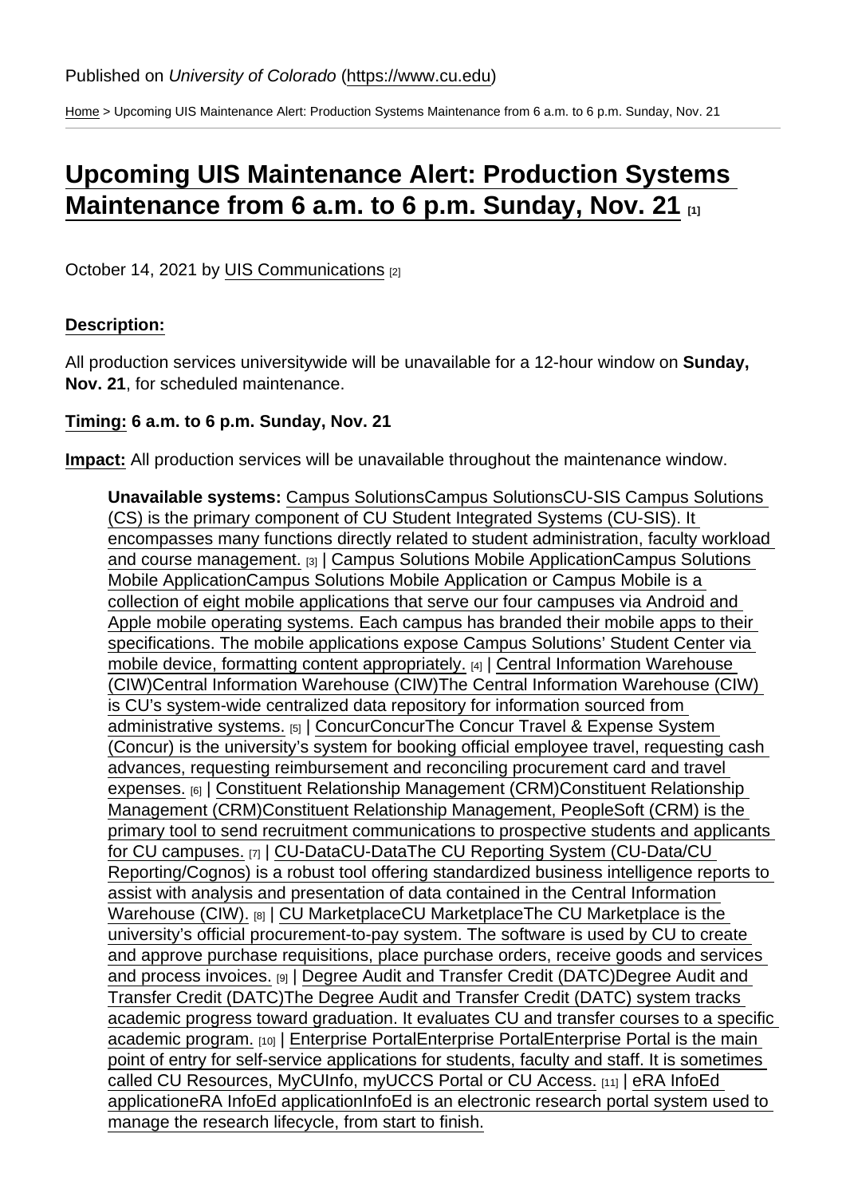Published on *University of Colorado* (https://www.cu.edu)

Home > Upcoming UIS Maintenance Alert: Production Systems Maintenance from 6 a.m. to 6 p.m. Sunday, Nov. 21

# Upcoming UIS Maintenance Alert: Production Systems Maintenance from 6 a.m. to 6 p.m. Sunday, Nov. 21 [1]

October 14, 2021 by UIS Communications [2]

**Description:**

All production services universitywide will be unavailable for a 12-hour window on **Sunday, Nov. 21**, for scheduled maintenance.

**Timing:** **6 a.m. to 6 p.m. Sunday, Nov. 21**

**Impact:** All production services will be unavailable throughout the maintenance window.

> **Unavailable systems:** Campus SolutionsCampus SolutionsCU-SIS Campus Solutions (CS) is the primary component of CU Student Integrated Systems (CU-SIS). It encompasses many functions directly related to student administration, faculty workload and course management. [3] | Campus Solutions Mobile ApplicationCampus Solutions Mobile ApplicationCampus Solutions Mobile Application or Campus Mobile is a collection of eight mobile applications that serve our four campuses via Android and Apple mobile operating systems. Each campus has branded their mobile apps to their specifications. The mobile applications expose Campus Solutions' Student Center via mobile device, formatting content appropriately. [4] | Central Information Warehouse (CIW)Central Information Warehouse (CIW)The Central Information Warehouse (CIW) is CU's system-wide centralized data repository for information sourced from administrative systems. [5] | ConcurConcurThe Concur Travel & Expense System (Concur) is the university's system for booking official employee travel, requesting cash advances, requesting reimbursement and reconciling procurement card and travel expenses. [6] | Constituent Relationship Management (CRM)Constituent Relationship Management (CRM)Constituent Relationship Management, PeopleSoft (CRM) is the primary tool to send recruitment communications to prospective students and applicants for CU campuses. [7] | CU-DataCU-DataThe CU Reporting System (CU-Data/CU Reporting/Cognos) is a robust tool offering standardized business intelligence reports to assist with analysis and presentation of data contained in the Central Information Warehouse (CIW). [8] | CU MarketplaceCU MarketplaceThe CU Marketplace is the university's official procurement-to-pay system. The software is used by CU to create and approve purchase requisitions, place purchase orders, receive goods and services and process invoices. [9] | Degree Audit and Transfer Credit (DATC)Degree Audit and Transfer Credit (DATC)The Degree Audit and Transfer Credit (DATC) system tracks academic progress toward graduation. It evaluates CU and transfer courses to a specific academic program. [10] | Enterprise PortalEnterprise PortalEnterprise Portal is the main point of entry for self-service applications for students, faculty and staff. It is sometimes called CU Resources, MyCUInfo, myUCCS Portal or CU Access. [11] | eRA InfoEd applicationeRA InfoEd applicationInfoEd is an electronic research portal system used to manage the research lifecycle, from start to finish.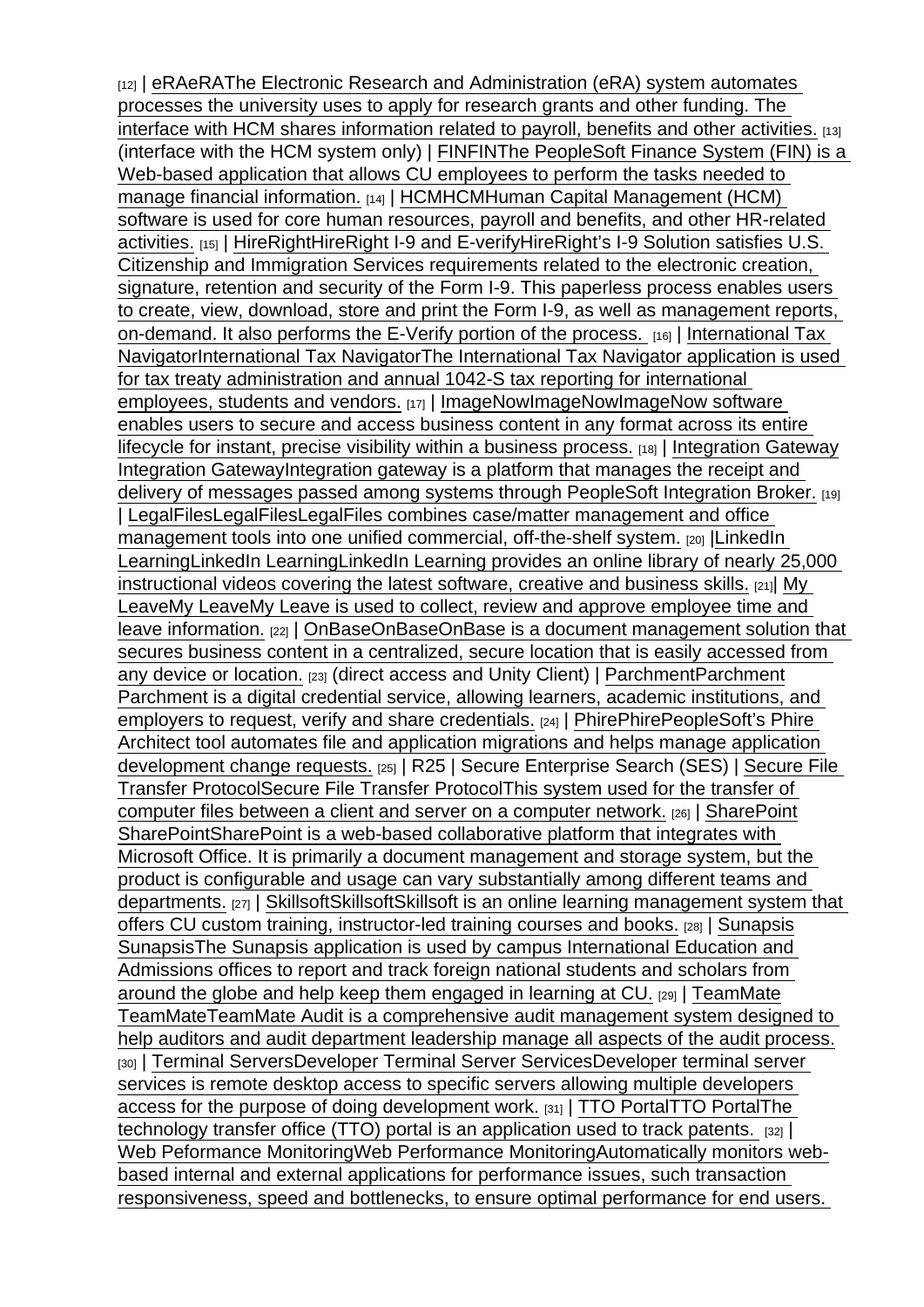[12] | eRAeRAThe Electronic Research and Administration (eRA) system automates processes the university uses to apply for research grants and other funding. The interface with HCM shares information related to payroll, benefits and other activities. [13] (interface with the HCM system only) | FINFINThe PeopleSoft Finance System (FIN) is a Web-based application that allows CU employees to perform the tasks needed to manage financial information. [14] | HCMHCMHuman Capital Management (HCM) software is used for core human resources, payroll and benefits, and other HR-related activities. [15] | HireRightHireRight I-9 and E-verifyHireRight's I-9 Solution satisfies U.S. Citizenship and Immigration Services requirements related to the electronic creation, signature, retention and security of the Form I-9. This paperless process enables users to create, view, download, store and print the Form I-9, as well as management reports, on-demand. It also performs the E-Verify portion of the process. [16] | International Tax NavigatorInternational Tax NavigatorThe International Tax Navigator application is used for tax treaty administration and annual 1042-S tax reporting for international employees, students and vendors. [17] | ImageNowImageNowImageNow software enables users to secure and access business content in any format across its entire lifecycle for instant, precise visibility within a business process. [18] | Integration Gateway Integration GatewayIntegration gateway is a platform that manages the receipt and delivery of messages passed among systems through PeopleSoft Integration Broker. [19] | LegalFilesLegalFilesLegalFiles combines case/matter management and office management tools into one unified commercial, off-the-shelf system. [20] |LinkedIn LearningLinkedIn LearningLinkedIn Learning provides an online library of nearly 25,000 instructional videos covering the latest software, creative and business skills. [21]| My LeaveMy LeaveMy Leave is used to collect, review and approve employee time and leave information. [22] | OnBaseOnBaseOnBase is a document management solution that secures business content in a centralized, secure location that is easily accessed from any device or location. [23] (direct access and Unity Client) | ParchmentParchment Parchment is a digital credential service, allowing learners, academic institutions, and employers to request, verify and share credentials. [24] | PhirePhirePeopleSoft's Phire Architect tool automates file and application migrations and helps manage application development change requests. [25] | R25 | Secure Enterprise Search (SES) | Secure File Transfer ProtocolSecure File Transfer ProtocolThis system used for the transfer of computer files between a client and server on a computer network. [26] | SharePoint SharePointSharePoint is a web-based collaborative platform that integrates with Microsoft Office. It is primarily a document management and storage system, but the product is configurable and usage can vary substantially among different teams and departments. [27] | SkillsoftSkillsoftSkillsoft is an online learning management system that offers CU custom training, instructor-led training courses and books. [28] | Sunapsis SunapsisThe Sunapsis application is used by campus International Education and Admissions offices to report and track foreign national students and scholars from around the globe and help keep them engaged in learning at CU. [29] | TeamMate TeamMateTeamMate Audit is a comprehensive audit management system designed to help auditors and audit department leadership manage all aspects of the audit process. [30] | Terminal ServersDeveloper Terminal Server ServicesDeveloper terminal server services is remote desktop access to specific servers allowing multiple developers access for the purpose of doing development work. [31] | TTO PortalTTO PortalThe technology transfer office (TTO) portal is an application used to track patents. [32] | Web Peformance MonitoringWeb Performance MonitoringAutomatically monitors web-based internal and external applications for performance issues, such transaction responsiveness, speed and bottlenecks, to ensure optimal performance for end users.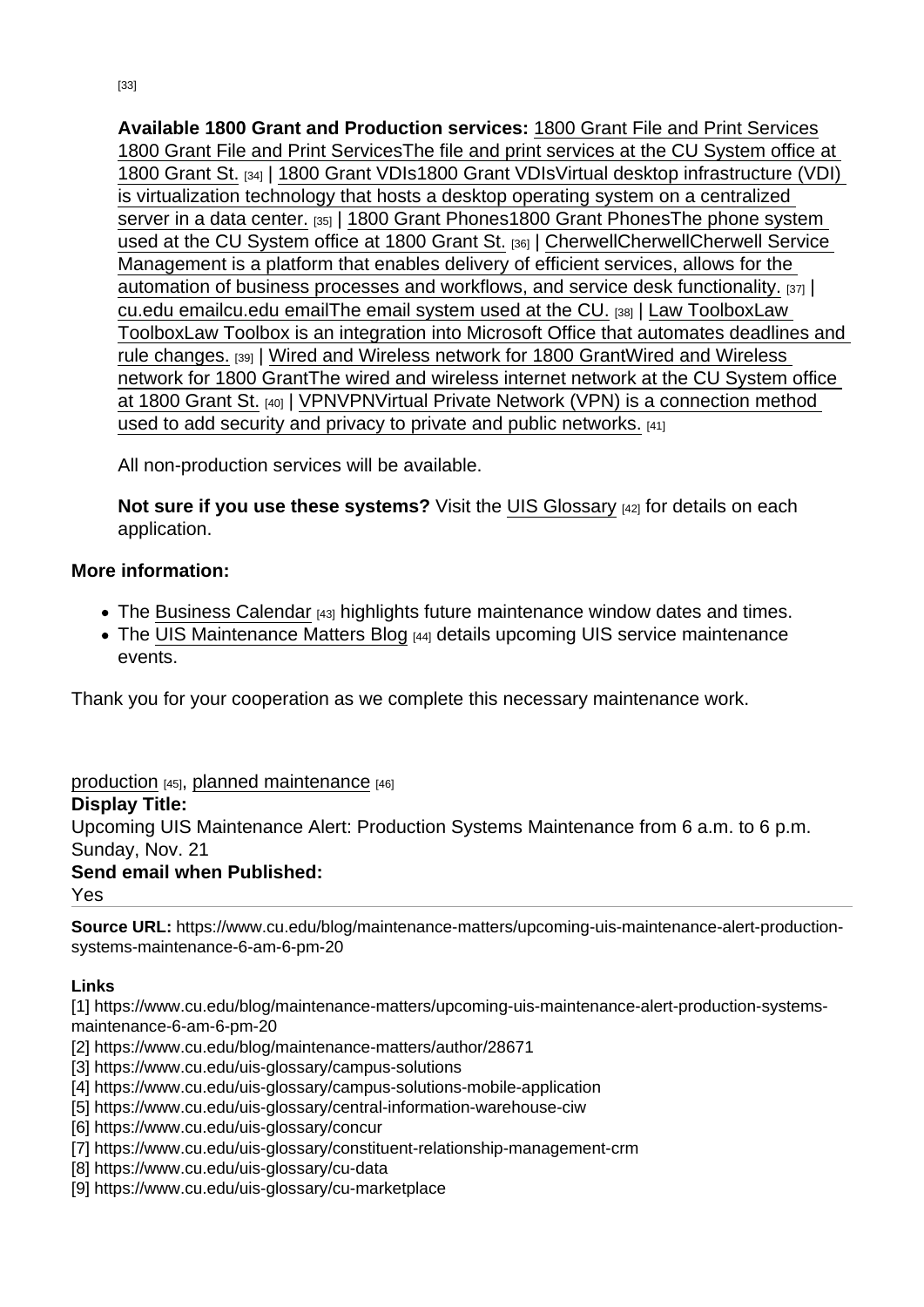[33]

**Available 1800 Grant and Production services:** 1800 Grant File and Print Services 1800 Grant File and Print ServicesThe file and print services at the CU System office at 1800 Grant St. [34] | 1800 Grant VDIs1800 Grant VDIsVirtual desktop infrastructure (VDI) is virtualization technology that hosts a desktop operating system on a centralized server in a data center. [35] | 1800 Grant Phones1800 Grant PhonesThe phone system used at the CU System office at 1800 Grant St. [36] | CherwellCherwellCherwell Service Management is a platform that enables delivery of efficient services, allows for the automation of business processes and workflows, and service desk functionality. [37] | cu.edu emailcu.edu emailThe email system used at the CU. [38] | Law ToolboxLaw ToolboxLaw Toolbox is an integration into Microsoft Office that automates deadlines and rule changes. [39] | Wired and Wireless network for 1800 GrantWired and Wireless network for 1800 GrantThe wired and wireless internet network at the CU System office at 1800 Grant St. [40] | VPNVPNVirtual Private Network (VPN) is a connection method used to add security and privacy to private and public networks. [41]

All non-production services will be available.

**Not sure if you use these systems?** Visit the UIS Glossary [42] for details on each application.

**More information:**

- The Business Calendar [43] highlights future maintenance window dates and times.
- The UIS Maintenance Matters Blog [44] details upcoming UIS service maintenance events.

Thank you for your cooperation as we complete this necessary maintenance work.

production [45], planned maintenance [46]

**Display Title:**
Upcoming UIS Maintenance Alert: Production Systems Maintenance from 6 a.m. to 6 p.m. Sunday, Nov. 21

**Send email when Published:**
Yes

**Source URL:** https://www.cu.edu/blog/maintenance-matters/upcoming-uis-maintenance-alert-production-systems-maintenance-6-am-6-pm-20

**Links**
[1] https://www.cu.edu/blog/maintenance-matters/upcoming-uis-maintenance-alert-production-systems-maintenance-6-am-6-pm-20
[2] https://www.cu.edu/blog/maintenance-matters/author/28671
[3] https://www.cu.edu/uis-glossary/campus-solutions
[4] https://www.cu.edu/uis-glossary/campus-solutions-mobile-application
[5] https://www.cu.edu/uis-glossary/central-information-warehouse-ciw
[6] https://www.cu.edu/uis-glossary/concur
[7] https://www.cu.edu/uis-glossary/constituent-relationship-management-crm
[8] https://www.cu.edu/uis-glossary/cu-data
[9] https://www.cu.edu/uis-glossary/cu-marketplace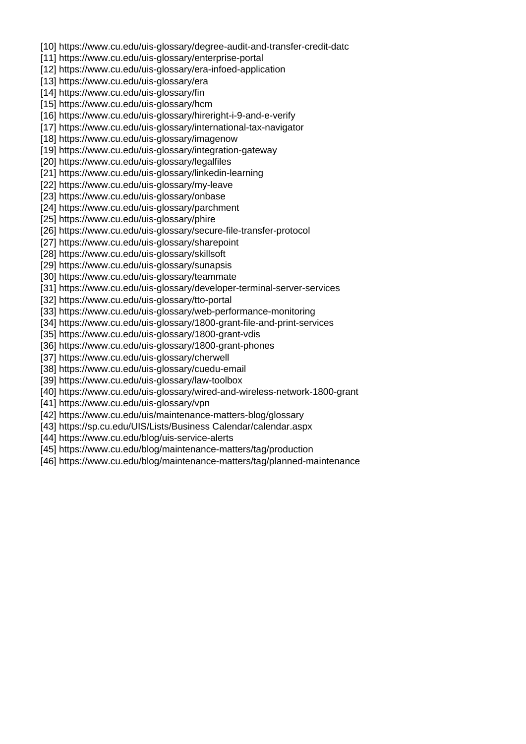[10] https://www.cu.edu/uis-glossary/degree-audit-and-transfer-credit-datc
[11] https://www.cu.edu/uis-glossary/enterprise-portal
[12] https://www.cu.edu/uis-glossary/era-infoed-application
[13] https://www.cu.edu/uis-glossary/era
[14] https://www.cu.edu/uis-glossary/fin
[15] https://www.cu.edu/uis-glossary/hcm
[16] https://www.cu.edu/uis-glossary/hireright-i-9-and-e-verify
[17] https://www.cu.edu/uis-glossary/international-tax-navigator
[18] https://www.cu.edu/uis-glossary/imagenow
[19] https://www.cu.edu/uis-glossary/integration-gateway
[20] https://www.cu.edu/uis-glossary/legalfiles
[21] https://www.cu.edu/uis-glossary/linkedin-learning
[22] https://www.cu.edu/uis-glossary/my-leave
[23] https://www.cu.edu/uis-glossary/onbase
[24] https://www.cu.edu/uis-glossary/parchment
[25] https://www.cu.edu/uis-glossary/phire
[26] https://www.cu.edu/uis-glossary/secure-file-transfer-protocol
[27] https://www.cu.edu/uis-glossary/sharepoint
[28] https://www.cu.edu/uis-glossary/skillsoft
[29] https://www.cu.edu/uis-glossary/sunapsis
[30] https://www.cu.edu/uis-glossary/teammate
[31] https://www.cu.edu/uis-glossary/developer-terminal-server-services
[32] https://www.cu.edu/uis-glossary/tto-portal
[33] https://www.cu.edu/uis-glossary/web-performance-monitoring
[34] https://www.cu.edu/uis-glossary/1800-grant-file-and-print-services
[35] https://www.cu.edu/uis-glossary/1800-grant-vdis
[36] https://www.cu.edu/uis-glossary/1800-grant-phones
[37] https://www.cu.edu/uis-glossary/cherwell
[38] https://www.cu.edu/uis-glossary/cuedu-email
[39] https://www.cu.edu/uis-glossary/law-toolbox
[40] https://www.cu.edu/uis-glossary/wired-and-wireless-network-1800-grant
[41] https://www.cu.edu/uis-glossary/vpn
[42] https://www.cu.edu/uis/maintenance-matters-blog/glossary
[43] https://sp.cu.edu/UIS/Lists/Business Calendar/calendar.aspx
[44] https://www.cu.edu/blog/uis-service-alerts
[45] https://www.cu.edu/blog/maintenance-matters/tag/production
[46] https://www.cu.edu/blog/maintenance-matters/tag/planned-maintenance